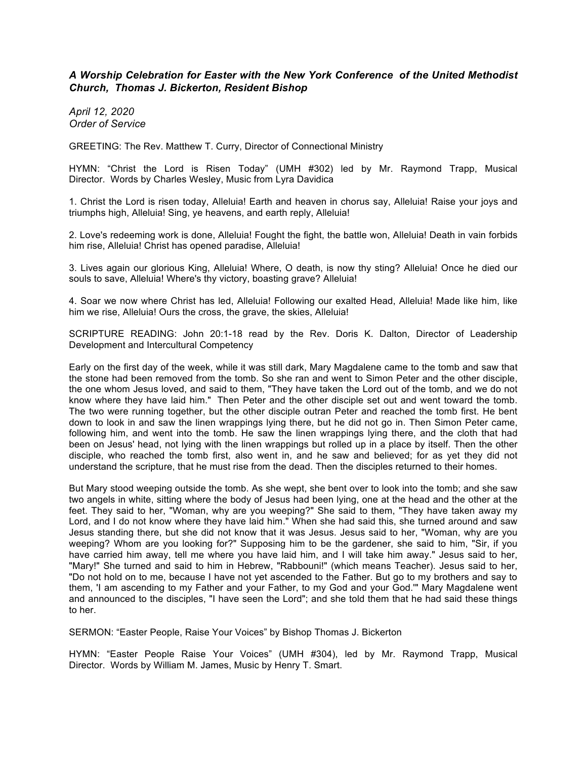***A Worship Celebration for Easter with the New York Conference of the United Methodist Church, Thomas J. Bickerton, Resident Bishop***

*April 12, 2020*
*Order of Service*

GREETING: The Rev. Matthew T. Curry, Director of Connectional Ministry

HYMN: "Christ the Lord is Risen Today" (UMH #302) led by Mr. Raymond Trapp, Musical Director. Words by Charles Wesley, Music from Lyra Davidica

1. Christ the Lord is risen today, Alleluia! Earth and heaven in chorus say, Alleluia! Raise your joys and triumphs high, Alleluia! Sing, ye heavens, and earth reply, Alleluia!

2. Love's redeeming work is done, Alleluia! Fought the fight, the battle won, Alleluia! Death in vain forbids him rise, Alleluia! Christ has opened paradise, Alleluia!

3. Lives again our glorious King, Alleluia! Where, O death, is now thy sting? Alleluia! Once he died our souls to save, Alleluia! Where's thy victory, boasting grave? Alleluia!

4. Soar we now where Christ has led, Alleluia! Following our exalted Head, Alleluia! Made like him, like him we rise, Alleluia! Ours the cross, the grave, the skies, Alleluia!

SCRIPTURE READING: John 20:1-18 read by the Rev. Doris K. Dalton, Director of Leadership Development and Intercultural Competency

Early on the first day of the week, while it was still dark, Mary Magdalene came to the tomb and saw that the stone had been removed from the tomb. So she ran and went to Simon Peter and the other disciple, the one whom Jesus loved, and said to them, "They have taken the Lord out of the tomb, and we do not know where they have laid him." Then Peter and the other disciple set out and went toward the tomb. The two were running together, but the other disciple outran Peter and reached the tomb first. He bent down to look in and saw the linen wrappings lying there, but he did not go in. Then Simon Peter came, following him, and went into the tomb. He saw the linen wrappings lying there, and the cloth that had been on Jesus' head, not lying with the linen wrappings but rolled up in a place by itself. Then the other disciple, who reached the tomb first, also went in, and he saw and believed; for as yet they did not understand the scripture, that he must rise from the dead. Then the disciples returned to their homes.

But Mary stood weeping outside the tomb. As she wept, she bent over to look into the tomb; and she saw two angels in white, sitting where the body of Jesus had been lying, one at the head and the other at the feet. They said to her, "Woman, why are you weeping?" She said to them, "They have taken away my Lord, and I do not know where they have laid him." When she had said this, she turned around and saw Jesus standing there, but she did not know that it was Jesus. Jesus said to her, "Woman, why are you weeping? Whom are you looking for?" Supposing him to be the gardener, she said to him, "Sir, if you have carried him away, tell me where you have laid him, and I will take him away." Jesus said to her, "Mary!" She turned and said to him in Hebrew, "Rabbouni!" (which means Teacher). Jesus said to her, "Do not hold on to me, because I have not yet ascended to the Father. But go to my brothers and say to them, 'I am ascending to my Father and your Father, to my God and your God.'" Mary Magdalene went and announced to the disciples, "I have seen the Lord"; and she told them that he had said these things to her.

SERMON: "Easter People, Raise Your Voices" by Bishop Thomas J. Bickerton

HYMN: "Easter People Raise Your Voices" (UMH #304), led by Mr. Raymond Trapp, Musical Director. Words by William M. James, Music by Henry T. Smart.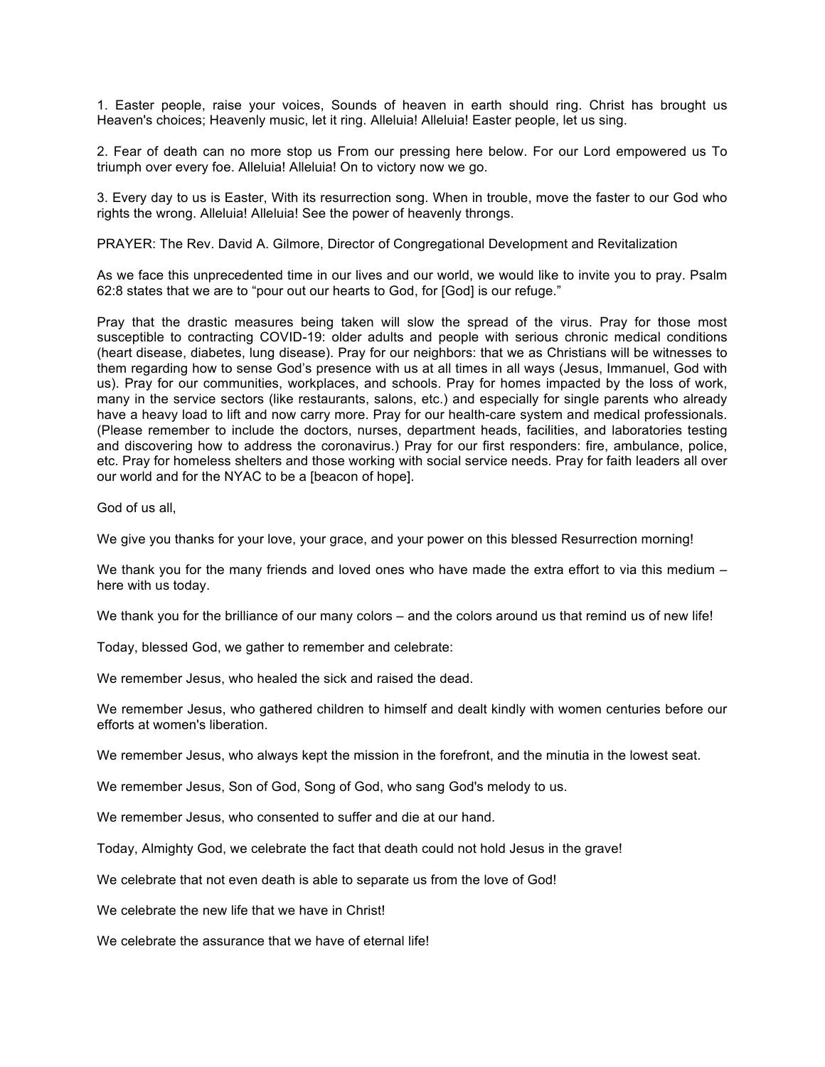1. Easter people, raise your voices, Sounds of heaven in earth should ring. Christ has brought us Heaven's choices; Heavenly music, let it ring. Alleluia! Alleluia! Easter people, let us sing.

2. Fear of death can no more stop us From our pressing here below. For our Lord empowered us To triumph over every foe. Alleluia! Alleluia! On to victory now we go.

3. Every day to us is Easter, With its resurrection song. When in trouble, move the faster to our God who rights the wrong. Alleluia! Alleluia! See the power of heavenly throngs.

PRAYER: The Rev. David A. Gilmore, Director of Congregational Development and Revitalization

As we face this unprecedented time in our lives and our world, we would like to invite you to pray. Psalm 62:8 states that we are to "pour out our hearts to God, for [God] is our refuge."

Pray that the drastic measures being taken will slow the spread of the virus. Pray for those most susceptible to contracting COVID-19: older adults and people with serious chronic medical conditions (heart disease, diabetes, lung disease). Pray for our neighbors: that we as Christians will be witnesses to them regarding how to sense God's presence with us at all times in all ways (Jesus, Immanuel, God with us). Pray for our communities, workplaces, and schools. Pray for homes impacted by the loss of work, many in the service sectors (like restaurants, salons, etc.) and especially for single parents who already have a heavy load to lift and now carry more. Pray for our health-care system and medical professionals. (Please remember to include the doctors, nurses, department heads, facilities, and laboratories testing and discovering how to address the coronavirus.) Pray for our first responders: fire, ambulance, police, etc. Pray for homeless shelters and those working with social service needs. Pray for faith leaders all over our world and for the NYAC to be a [beacon of hope].

God of us all,

We give you thanks for your love, your grace, and your power on this blessed Resurrection morning!

We thank you for the many friends and loved ones who have made the extra effort to via this medium – here with us today.

We thank you for the brilliance of our many colors – and the colors around us that remind us of new life!

Today, blessed God, we gather to remember and celebrate:

We remember Jesus, who healed the sick and raised the dead.

We remember Jesus, who gathered children to himself and dealt kindly with women centuries before our efforts at women's liberation.

We remember Jesus, who always kept the mission in the forefront, and the minutia in the lowest seat.

We remember Jesus, Son of God, Song of God, who sang God's melody to us.

We remember Jesus, who consented to suffer and die at our hand.

Today, Almighty God, we celebrate the fact that death could not hold Jesus in the grave!

We celebrate that not even death is able to separate us from the love of God!

We celebrate the new life that we have in Christ!

We celebrate the assurance that we have of eternal life!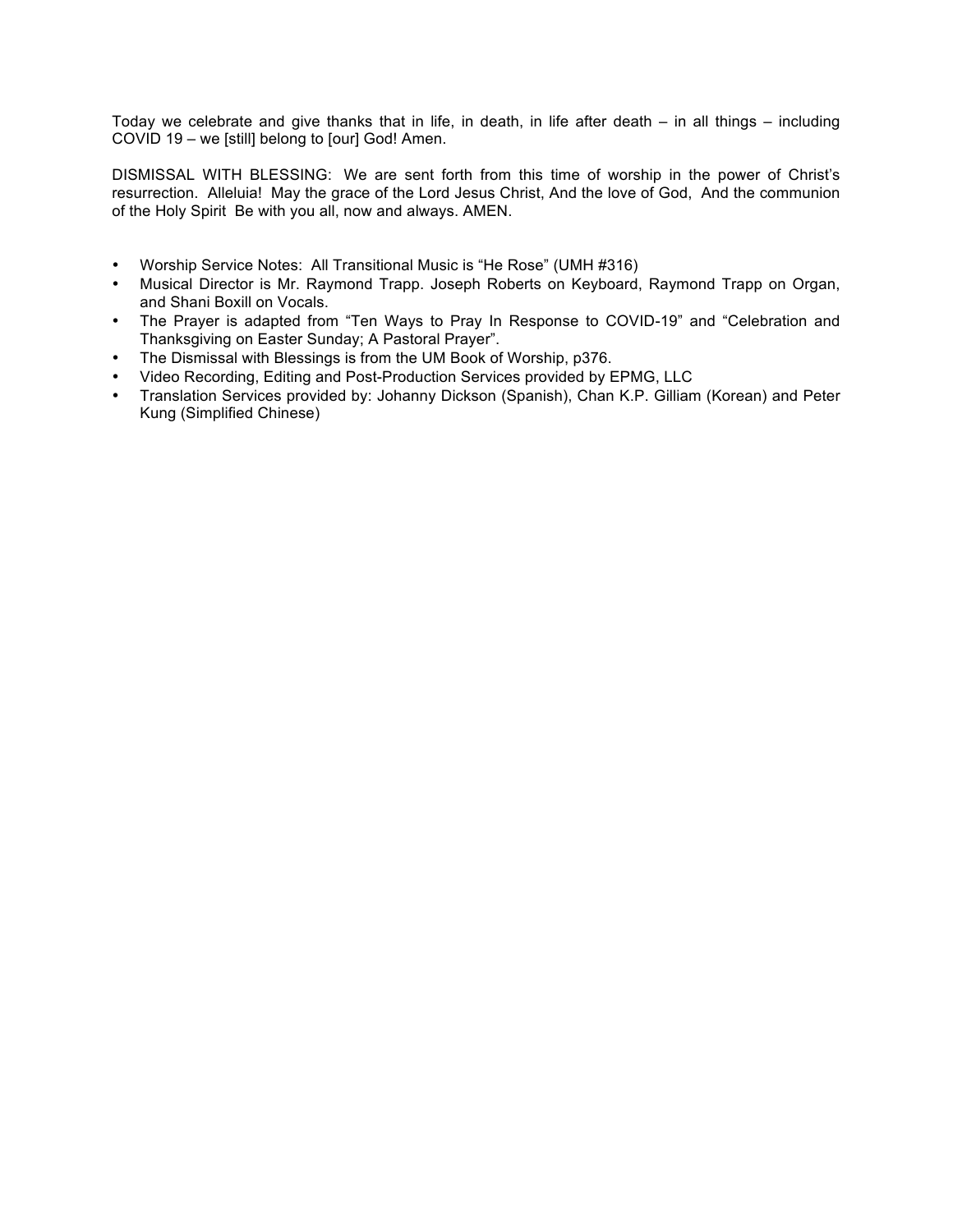Today we celebrate and give thanks that in life, in death, in life after death – in all things – including COVID 19 – we [still] belong to [our] God! Amen.

DISMISSAL WITH BLESSING: We are sent forth from this time of worship in the power of Christ's resurrection. Alleluia! May the grace of the Lord Jesus Christ, And the love of God, And the communion of the Holy Spirit Be with you all, now and always. AMEN.

- Worship Service Notes: All Transitional Music is "He Rose" (UMH #316)
- Musical Director is Mr. Raymond Trapp. Joseph Roberts on Keyboard, Raymond Trapp on Organ, and Shani Boxill on Vocals.
- The Prayer is adapted from "Ten Ways to Pray In Response to COVID-19" and "Celebration and Thanksgiving on Easter Sunday; A Pastoral Prayer".
- The Dismissal with Blessings is from the UM Book of Worship, p376.
- Video Recording, Editing and Post-Production Services provided by EPMG, LLC
- Translation Services provided by: Johanny Dickson (Spanish), Chan K.P. Gilliam (Korean) and Peter Kung (Simplified Chinese)